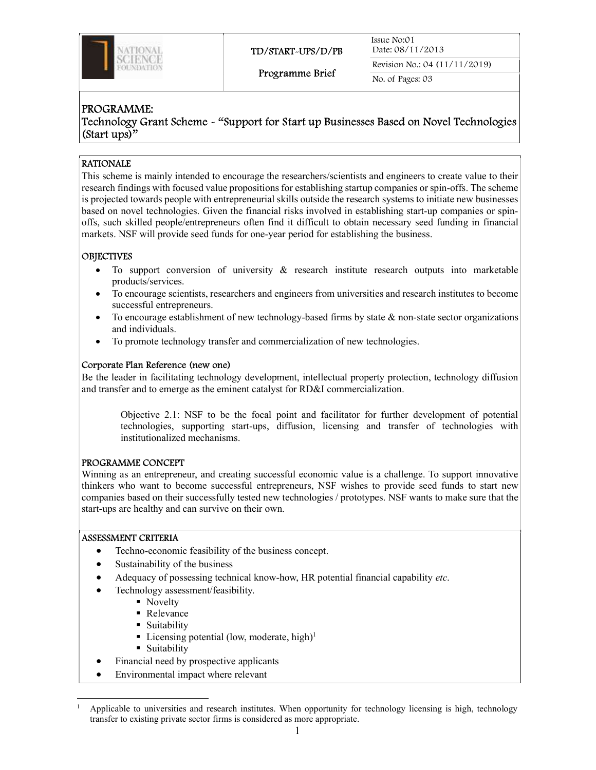| NATIONAL SCIENCE FOUNDATION | TD/START-UPS/D/PB | Issue No:01 Date: 08/11/2013 |
|---|---|---|
| | Programme Brief | Revision No.: 04 (11/11/2019) |
| | | No. of Pages: 03 |

## PROGRAMME:
## Technology Grant Scheme - "Support for Start up Businesses Based on Novel Technologies (Start ups)"

### RATIONALE

This scheme is mainly intended to encourage the researchers/scientists and engineers to create value to their research findings with focused value propositions for establishing startup companies or spin-offs. The scheme is projected towards people with entrepreneurial skills outside the research systems to initiate new businesses based on novel technologies. Given the financial risks involved in establishing start-up companies or spin-offs, such skilled people/entrepreneurs often find it difficult to obtain necessary seed funding in financial markets. NSF will provide seed funds for one-year period for establishing the business.

### OBJECTIVES

- To support conversion of university & research institute research outputs into marketable products/services.
- To encourage scientists, researchers and engineers from universities and research institutes to become successful entrepreneurs.
- To encourage establishment of new technology-based firms by state & non-state sector organizations and individuals.
- To promote technology transfer and commercialization of new technologies.

### Corporate Plan Reference (new one)

Be the leader in facilitating technology development, intellectual property protection, technology diffusion and transfer and to emerge as the eminent catalyst for RD&I commercialization.

> Objective 2.1: NSF to be the focal point and facilitator for further development of potential technologies, supporting start-ups, diffusion, licensing and transfer of technologies with institutionalized mechanisms.

### PROGRAMME CONCEPT

Winning as an entrepreneur, and creating successful economic value is a challenge. To support innovative thinkers who want to become successful entrepreneurs, NSF wishes to provide seed funds to start new companies based on their successfully tested new technologies / prototypes. NSF wants to make sure that the start-ups are healthy and can survive on their own.

### ASSESSMENT CRITERIA

- Techno-economic feasibility of the business concept.
- Sustainability of the business
- Adequacy of possessing technical know-how, HR potential financial capability *etc*.
- Technology assessment/feasibility.
  - Novelty
  - Relevance
  - Suitability
  - Licensing potential (low, moderate, high)[1]
  - Suitability
- Financial need by prospective applicants
- Environmental impact where relevant

---

[1] Applicable to universities and research institutes. When opportunity for technology licensing is high, technology transfer to existing private sector firms is considered as more appropriate.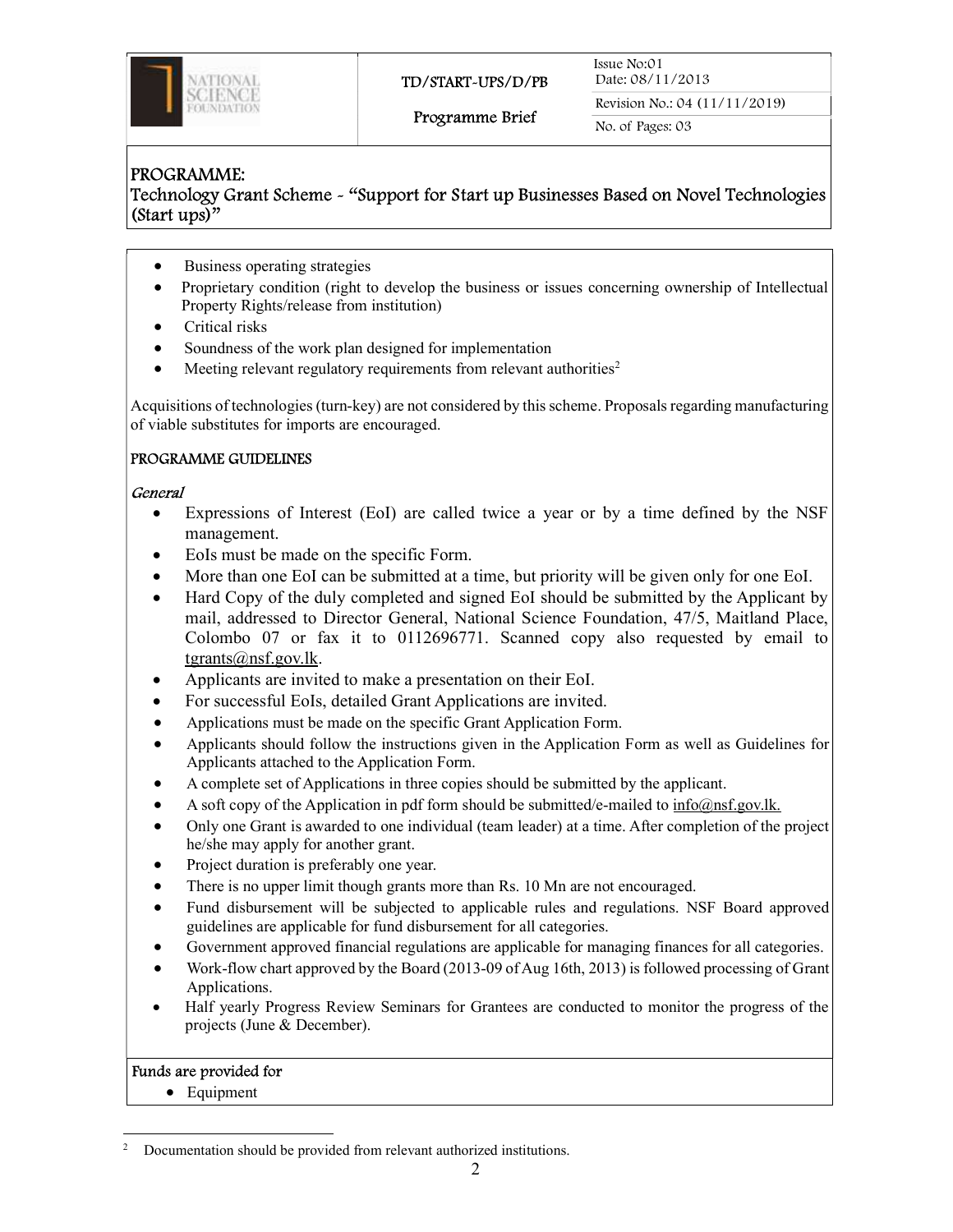- Business operating strategies
- Proprietary condition (right to develop the business or issues concerning ownership of Intellectual Property Rights/release from institution)
- Critical risks
- Soundness of the work plan designed for implementation
- Meeting relevant regulatory requirements from relevant authorities[2]

Acquisitions of technologies (turn-key) are not considered by this scheme. Proposals regarding manufacturing of viable substitutes for imports are encouraged.

## PROGRAMME GUIDELINES

### *General*

- Expressions of Interest (EoI) are called twice a year or by a time defined by the NSF management.
- EoIs must be made on the specific Form.
- More than one EoI can be submitted at a time, but priority will be given only for one EoI.
- Hard Copy of the duly completed and signed EoI should be submitted by the Applicant by mail, addressed to Director General, National Science Foundation, 47/5, Maitland Place, Colombo 07 or fax it to 0112696771. Scanned copy also requested by email to tgrants@nsf.gov.lk.
- Applicants are invited to make a presentation on their EoI.
- For successful EoIs, detailed Grant Applications are invited.
- Applications must be made on the specific Grant Application Form.
- Applicants should follow the instructions given in the Application Form as well as Guidelines for Applicants attached to the Application Form.
- A complete set of Applications in three copies should be submitted by the applicant.
- A soft copy of the Application in pdf form should be submitted/e-mailed to info@nsf.gov.lk.
- Only one Grant is awarded to one individual (team leader) at a time. After completion of the project he/she may apply for another grant.
- Project duration is preferably one year.
- There is no upper limit though grants more than Rs. 10 Mn are not encouraged.
- Fund disbursement will be subjected to applicable rules and regulations. NSF Board approved guidelines are applicable for fund disbursement for all categories.
- Government approved financial regulations are applicable for managing finances for all categories.
- Work-flow chart approved by the Board (2013-09 of Aug 16th, 2013) is followed processing of Grant Applications.
- Half yearly Progress Review Seminars for Grantees are conducted to monitor the progress of the projects (June & December).

### Funds are provided for

- Equipment

[2] Documentation should be provided from relevant authorized institutions.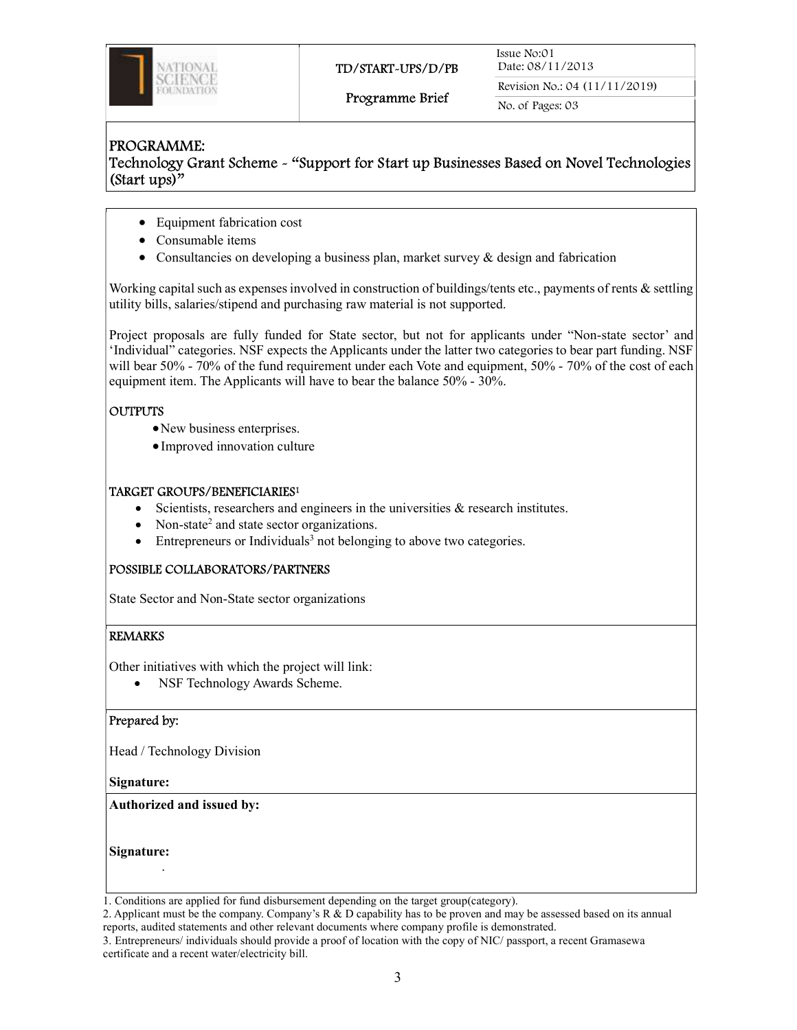PROGRAMME:
Technology Grant Scheme - "Support for Start up Businesses Based on Novel Technologies (Start ups)"

- Equipment fabrication cost
- Consumable items
- Consultancies on developing a business plan, market survey & design and fabrication

Working capital such as expenses involved in construction of buildings/tents etc., payments of rents & settling utility bills, salaries/stipend and purchasing raw material is not supported.

Project proposals are fully funded for State sector, but not for applicants under "Non-state sector' and 'Individual" categories. NSF expects the Applicants under the latter two categories to bear part funding. NSF will bear 50% - 70% of the fund requirement under each Vote and equipment, 50% - 70% of the cost of each equipment item. The Applicants will have to bear the balance 50% - 30%.

## OUTPUTS

- New business enterprises.
- Improved innovation culture

## TARGET GROUPS/BENEFICIARIES[1]

- Scientists, researchers and engineers in the universities & research institutes.
- Non-state[2] and state sector organizations.
- Entrepreneurs or Individuals[3] not belonging to above two categories.

## POSSIBLE COLLABORATORS/PARTNERS

State Sector and Non-State sector organizations

## REMARKS

Other initiatives with which the project will link:

- NSF Technology Awards Scheme.

Prepared by:

Head / Technology Division

**Signature:**

**Authorized and issued by:**

**Signature:**

1. Conditions are applied for fund disbursement depending on the target group(category).
2. Applicant must be the company. Company's R & D capability has to be proven and may be assessed based on its annual reports, audited statements and other relevant documents where company profile is demonstrated.
3. Entrepreneurs/ individuals should provide a proof of location with the copy of NIC/ passport, a recent Gramasewa certificate and a recent water/electricity bill.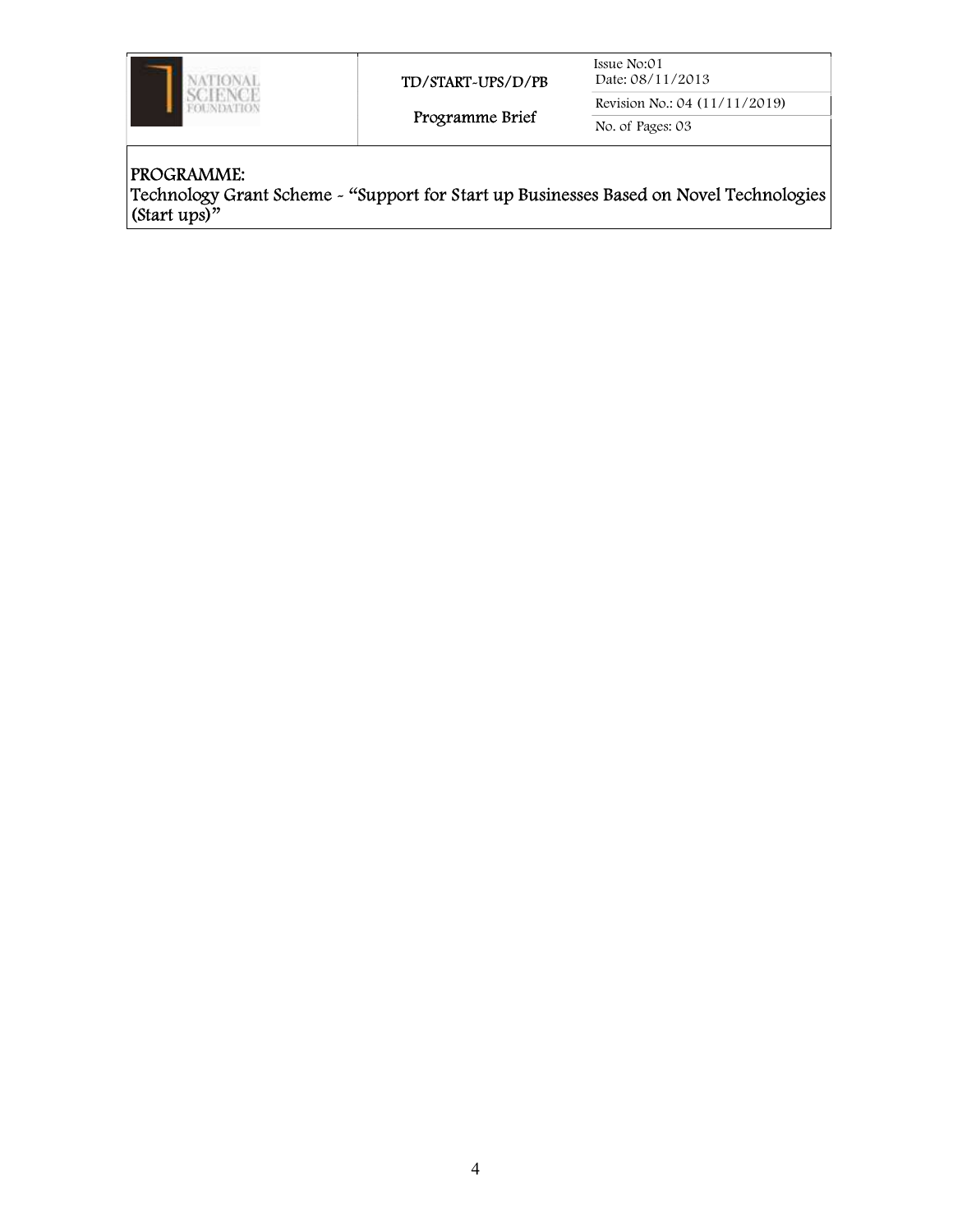| | | |
|---|---|---|
| NATIONAL SCIENCE FOUNDATION | TD/START-UPS/D/PB | Issue No:01<br>Date: 08/11/2013 |
| | Programme Brief | Revision No.: 04 (11/11/2019) |
| | | No. of Pages: 03 |

PROGRAMME:
Technology Grant Scheme - "Support for Start up Businesses Based on Novel Technologies (Start ups)"